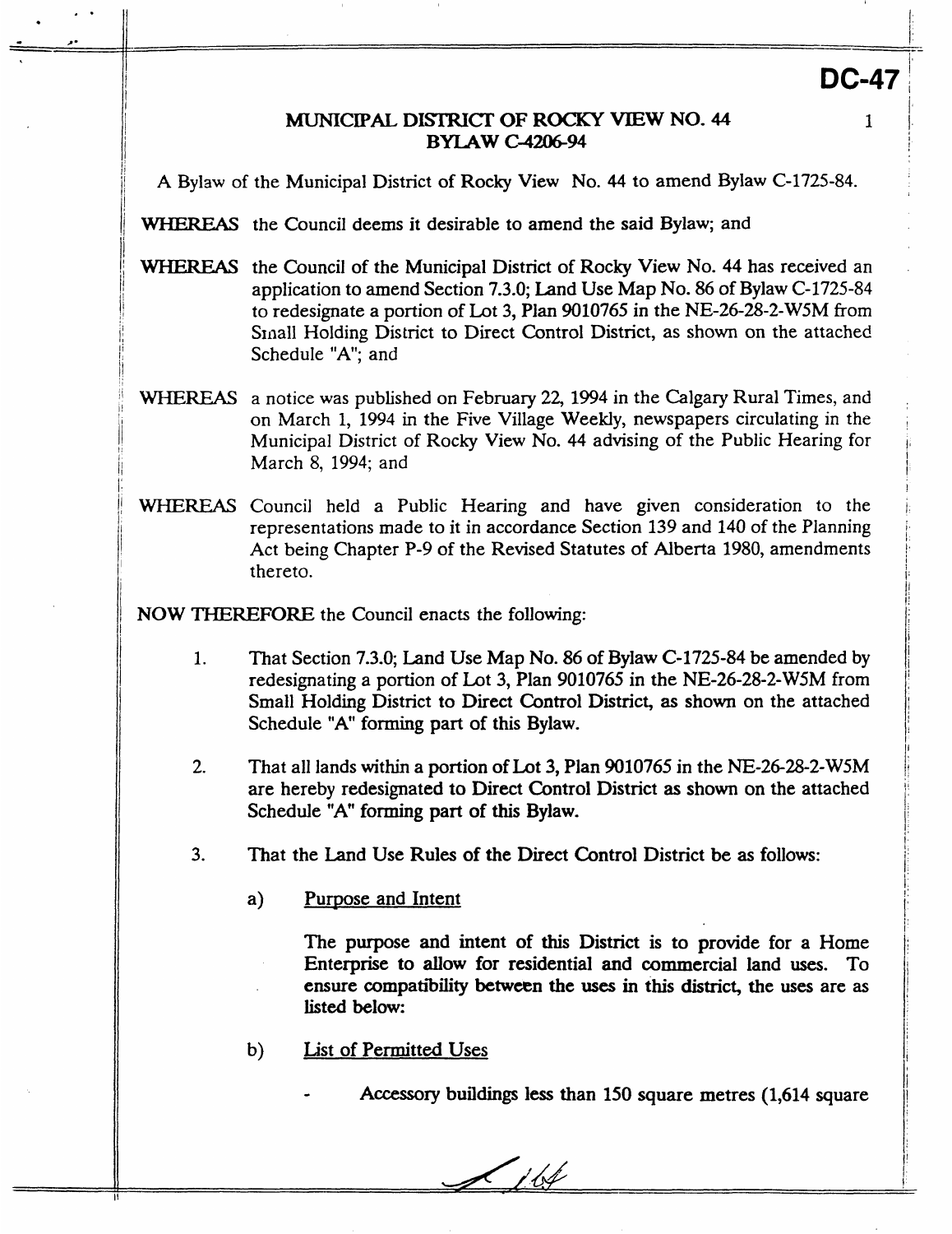**DC-47**

# MUNICIPAL DISTRICT OF ROCKY VIEW NO. 44
## BYLAW C-4206-94

A Bylaw of the Municipal District of Rocky View No. 44 to amend Bylaw C-1725-84.

**WHEREAS** the Council deems it desirable to amend the said Bylaw; and

**WHEREAS** the Council of the Municipal District of Rocky View No. 44 has received an application to amend Section 7.3.0; Land Use Map No. 86 of Bylaw C-1725-84 to redesignate a portion of Lot 3, Plan 9010765 in the NE-26-28-2-W5M from Small Holding District to Direct Control District, as shown on the attached Schedule "A"; and

**WHEREAS** a notice was published on February 22, 1994 in the Calgary Rural Times, and on March 1, 1994 in the Five Village Weekly, newspapers circulating in the Municipal District of Rocky View No. 44 advising of the Public Hearing for March 8, 1994; and

**WHEREAS** Council held a Public Hearing and have given consideration to the representations made to it in accordance Section 139 and 140 of the Planning Act being Chapter P-9 of the Revised Statutes of Alberta 1980, amendments thereto.

**NOW THEREFORE** the Council enacts the following:

1. That Section 7.3.0; Land Use Map No. 86 of Bylaw C-1725-84 be amended by redesignating a portion of Lot 3, Plan 9010765 in the NE-26-28-2-W5M from Small Holding District to Direct Control District, as shown on the attached Schedule "A" forming part of this Bylaw.

2. That all lands within a portion of Lot 3, Plan 9010765 in the NE-26-28-2-W5M are hereby redesignated to Direct Control District as shown on the attached Schedule "A" forming part of this Bylaw.

3. That the Land Use Rules of the Direct Control District be as follows:

   a) Purpose and Intent

      The purpose and intent of this District is to provide for a Home Enterprise to allow for residential and commercial land uses. To ensure compatibility between the uses in this district, the uses are as listed below:

   b) List of Permitted Uses

      - Accessory buildings less than 150 square metres (1,614 square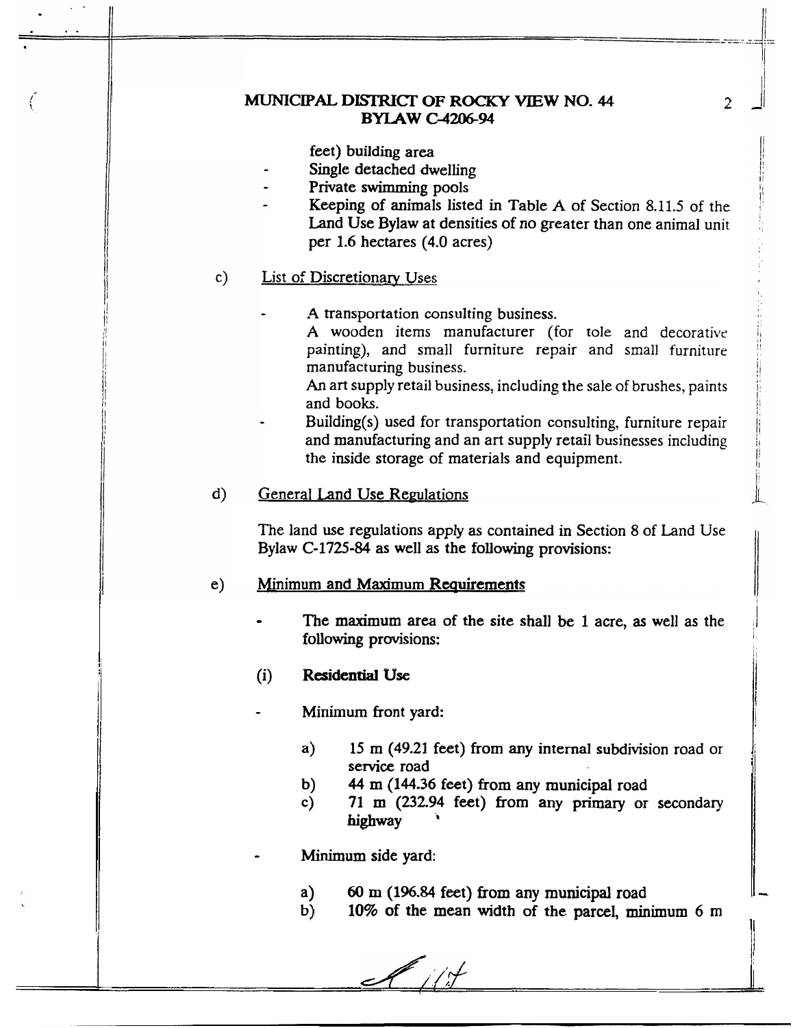feet) building area

- Single detached dwelling
- Private swimming pools
- Keeping of animals listed in Table A of Section 8.11.5 of the Land Use Bylaw at densities of no greater than one animal unit per 1.6 hectares (4.0 acres)

c) List of Discretionary Uses

- A transportation consulting business.
  A wooden items manufacturer (for tole and decorative painting), and small furniture repair and small furniture manufacturing business.
  An art supply retail business, including the sale of brushes, paints and books.
- Building(s) used for transportation consulting, furniture repair and manufacturing and an art supply retail businesses including the inside storage of materials and equipment.

d) General Land Use Regulations

The land use regulations apply as contained in Section 8 of Land Use Bylaw C-1725-84 as well as the following provisions:

e) Minimum and Maximum Requirements

- The maximum area of the site shall be 1 acre, as well as the following provisions:

(i) **Residential Use**

- Minimum front yard:

  a) 15 m (49.21 feet) from any internal subdivision road or service road
  b) 44 m (144.36 feet) from any municipal road
  c) 71 m (232.94 feet) from any primary or secondary highway

- Minimum side yard:

  a) 60 m (196.84 feet) from any municipal road
  b) 10% of the mean width of the parcel, minimum 6 m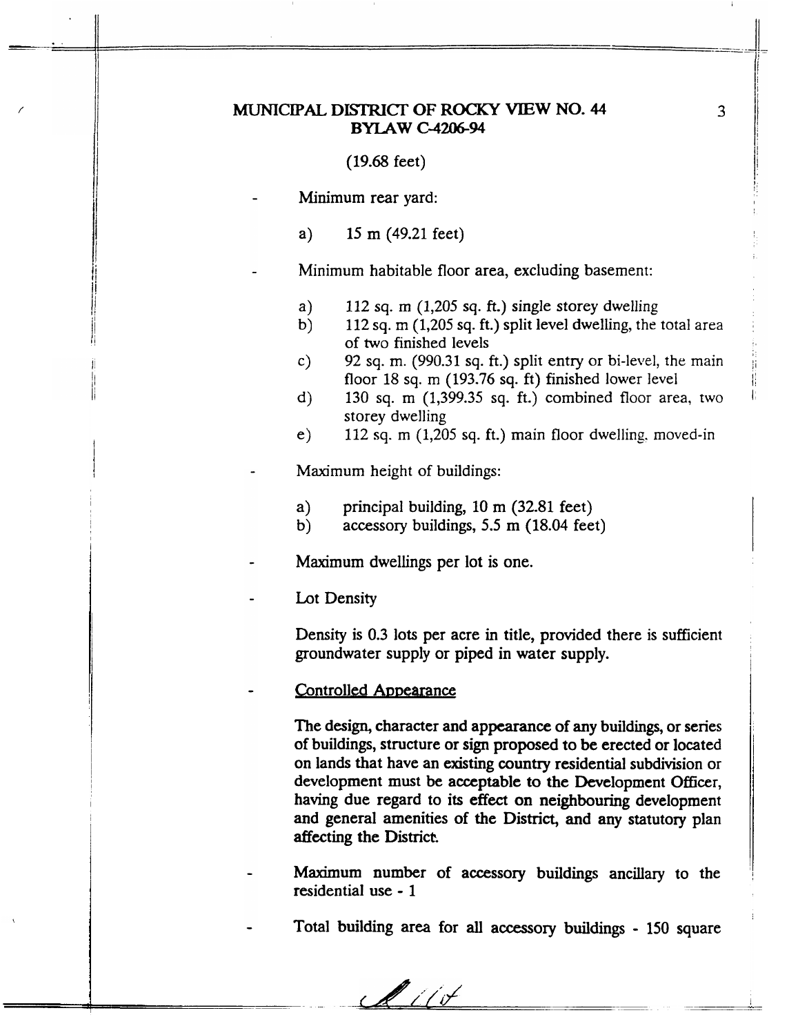(19.68 feet)

- Minimum rear yard:

  a) 15 m (49.21 feet)

- Minimum habitable floor area, excluding basement:

  a) 112 sq. m (1,205 sq. ft.) single storey dwelling
  b) 112 sq. m (1,205 sq. ft.) split level dwelling, the total area of two finished levels
  c) 92 sq. m. (990.31 sq. ft.) split entry or bi-level, the main floor 18 sq. m (193.76 sq. ft) finished lower level
  d) 130 sq. m (1,399.35 sq. ft.) combined floor area, two storey dwelling
  e) 112 sq. m (1,205 sq. ft.) main floor dwelling, moved-in

- Maximum height of buildings:

  a) principal building, 10 m (32.81 feet)
  b) accessory buildings, 5.5 m (18.04 feet)

- Maximum dwellings per lot is one.

- Lot Density

  Density is 0.3 lots per acre in title, provided there is sufficient groundwater supply or piped in water supply.

- Controlled Appearance

  The design, character and appearance of any buildings, or series of buildings, structure or sign proposed to be erected or located on lands that have an existing country residential subdivision or development must be acceptable to the Development Officer, having due regard to its effect on neighbouring development and general amenities of the District, and any statutory plan affecting the District.

- Maximum number of accessory buildings ancillary to the residential use - 1

- Total building area for all accessory buildings - 150 square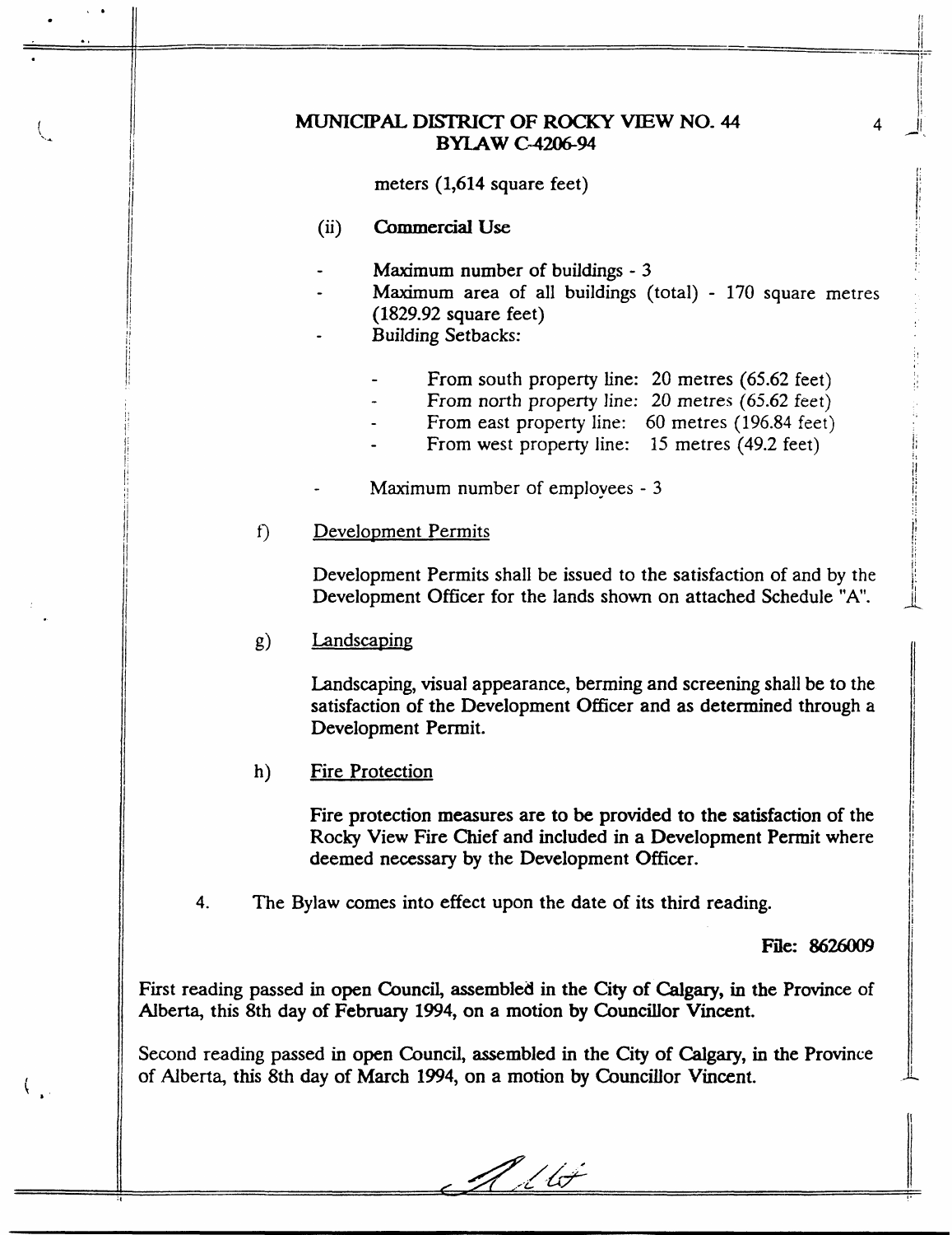meters (1,614 square feet)

(ii) **Commercial Use**

- Maximum number of buildings - 3
- Maximum area of all buildings (total) - 170 square metres (1829.92 square feet)
- Building Setbacks:
    - From south property line: 20 metres (65.62 feet)
    - From north property line: 20 metres (65.62 feet)
    - From east property line: 60 metres (196.84 feet)
    - From west property line: 15 metres (49.2 feet)
- Maximum number of employees - 3

f) Development Permits

Development Permits shall be issued to the satisfaction of and by the Development Officer for the lands shown on attached Schedule "A".

g) Landscaping

Landscaping, visual appearance, berming and screening shall be to the satisfaction of the Development Officer and as determined through a Development Permit.

h) Fire Protection

Fire protection measures are to be provided to the satisfaction of the Rocky View Fire Chief and included in a Development Permit where deemed necessary by the Development Officer.

4. The Bylaw comes into effect upon the date of its third reading.

**File: 8626009**

First reading passed in open Council, assembled in the City of Calgary, in the Province of Alberta, this 8th day of February 1994, on a motion by Councillor Vincent.

Second reading passed in open Council, assembled in the City of Calgary, in the Province of Alberta, this 8th day of March 1994, on a motion by Councillor Vincent.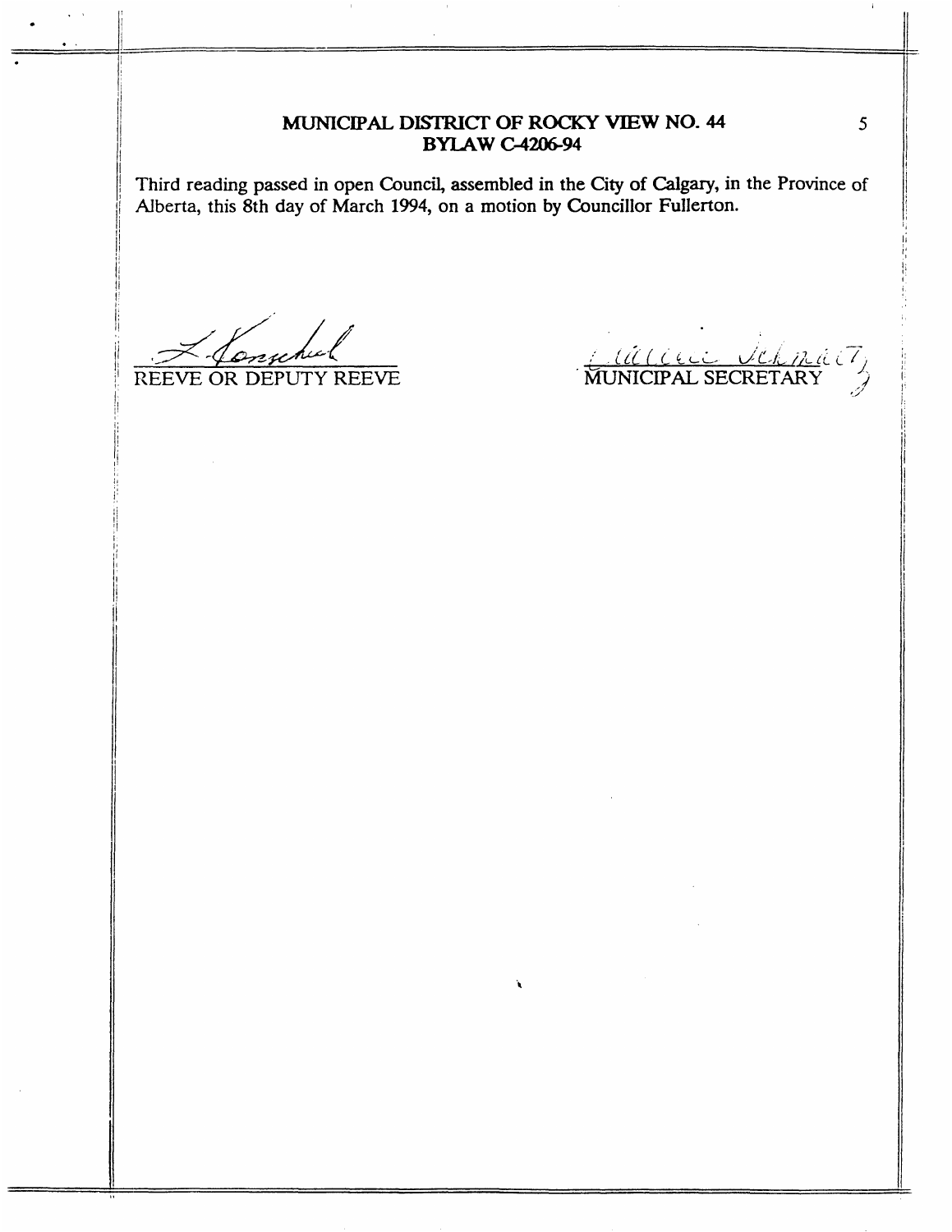**MUNICIPAL DISTRICT OF ROCKY VIEW NO. 44**
**BYLAW C-4206-94**

Third reading passed in open Council, assembled in the City of Calgary, in the Province of Alberta, this 8th day of March 1994, on a motion by Councillor Fullerton.

REEVE OR DEPUTY REEVE

MUNICIPAL SECRETARY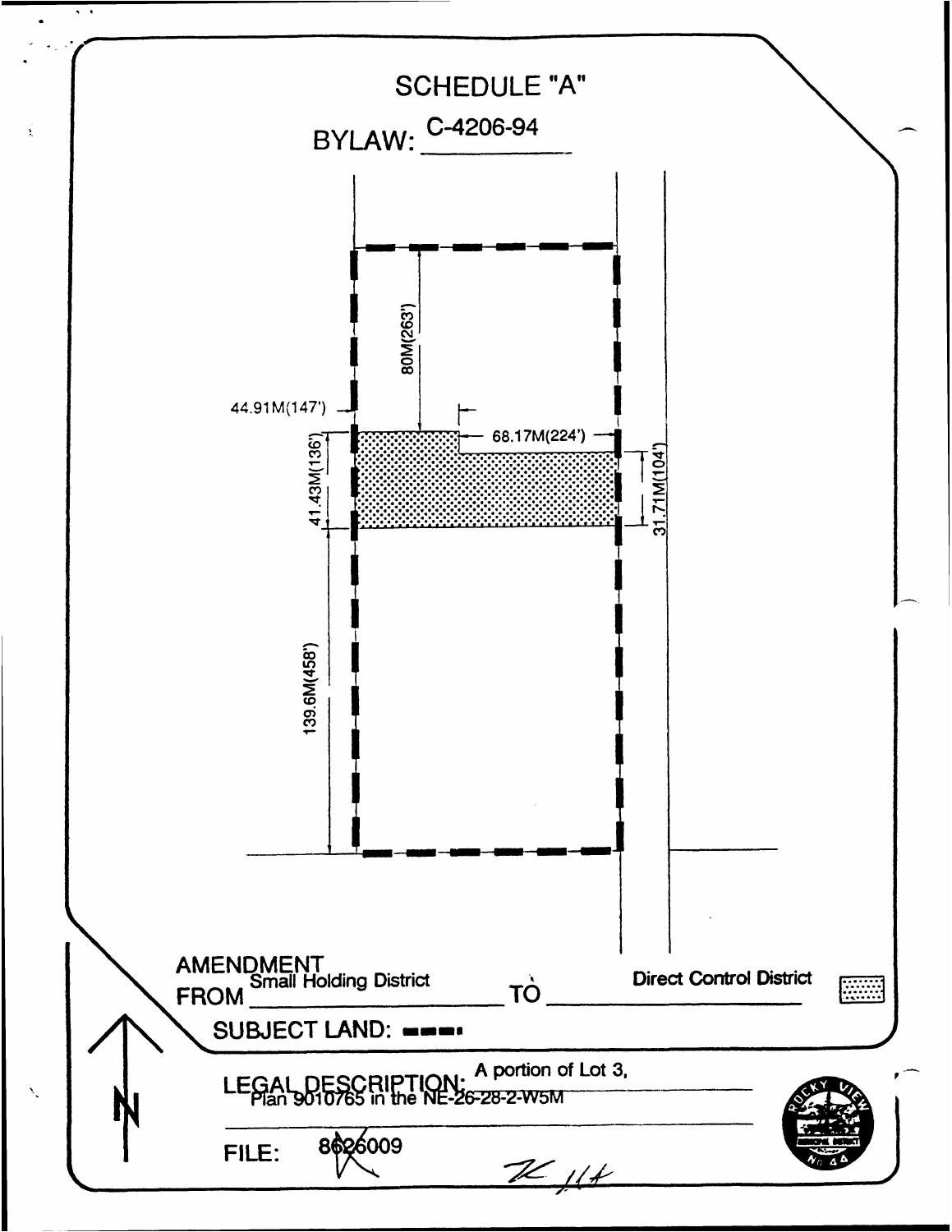# SCHEDULE "A"

BYLAW: C-4206-94

80M(263')

44.91M(147')

68.17M(224')

41.43M(136')

31.71M(104')

139.6M(458')

AMENDMENT FROM Small Holding District TO Direct Control District

SUBJECT LAND:

LEGAL DESCRIPTION: A portion of Lot 3, Plan 9010765 in the NE-26-28-2-W5M

FILE: 8626009